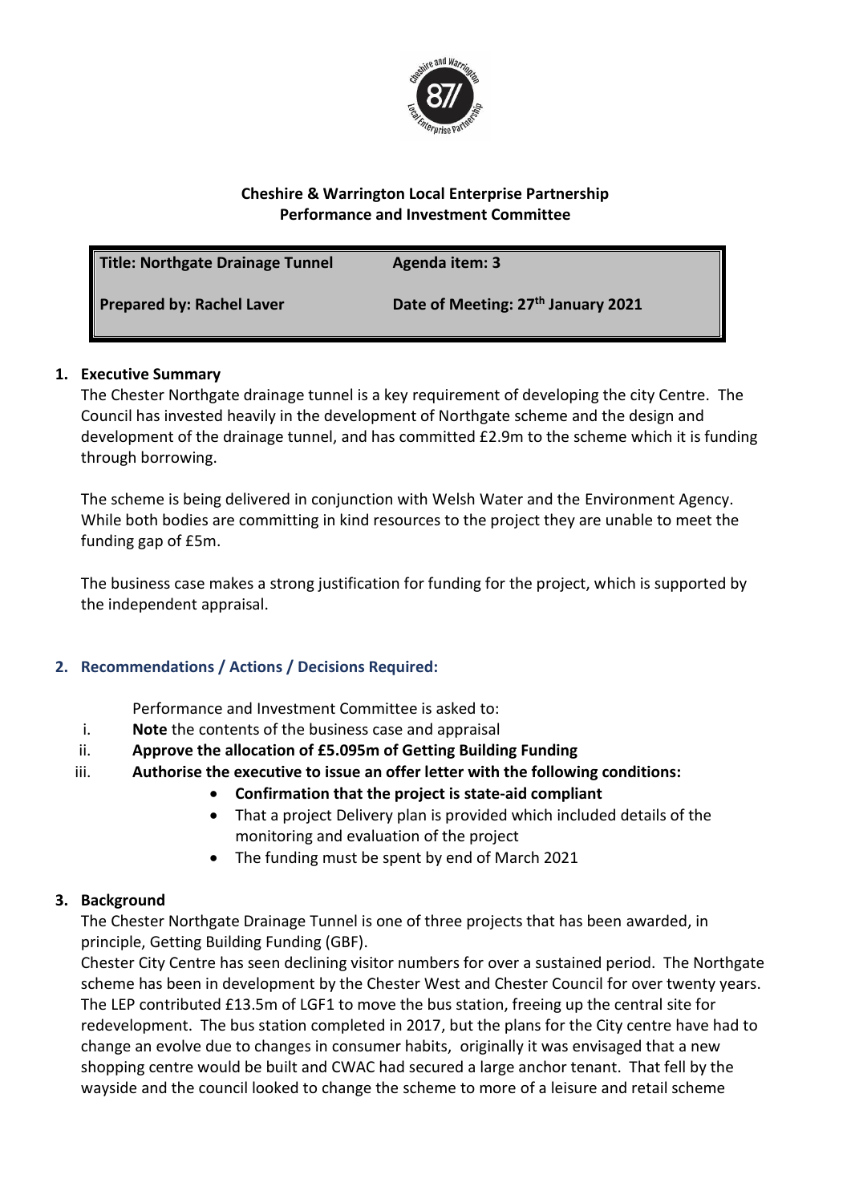**Cheshire & Warrington Local Enterprise Partnership**
**Performance and Investment Committee**

| **Title: Northgate Drainage Tunnel** | **Agenda item: 3** |
| --- | --- |
| **Prepared by: Rachel Laver** | **Date of Meeting: 27th January 2021** |

## 1. Executive Summary

The Chester Northgate drainage tunnel is a key requirement of developing the city Centre. The Council has invested heavily in the development of Northgate scheme and the design and development of the drainage tunnel, and has committed £2.9m to the scheme which it is funding through borrowing.

The scheme is being delivered in conjunction with Welsh Water and the Environment Agency. While both bodies are committing in kind resources to the project they are unable to meet the funding gap of £5m.

The business case makes a strong justification for funding for the project, which is supported by the independent appraisal.

## 2. Recommendations / Actions / Decisions Required:

Performance and Investment Committee is asked to:

i. **Note** the contents of the business case and appraisal
ii. **Approve the allocation of £5.095m of Getting Building Funding**
iii. **Authorise the executive to issue an offer letter with the following conditions:**
   - **Confirmation that the project is state-aid compliant**
   - That a project Delivery plan is provided which included details of the monitoring and evaluation of the project
   - The funding must be spent by end of March 2021

## 3. Background

The Chester Northgate Drainage Tunnel is one of three projects that has been awarded, in principle, Getting Building Funding (GBF).
Chester City Centre has seen declining visitor numbers for over a sustained period. The Northgate scheme has been in development by the Chester West and Chester Council for over twenty years. The LEP contributed £13.5m of LGF1 to move the bus station, freeing up the central site for redevelopment. The bus station completed in 2017, but the plans for the City centre have had to change an evolve due to changes in consumer habits, originally it was envisaged that a new shopping centre would be built and CWAC had secured a large anchor tenant. That fell by the wayside and the council looked to change the scheme to more of a leisure and retail scheme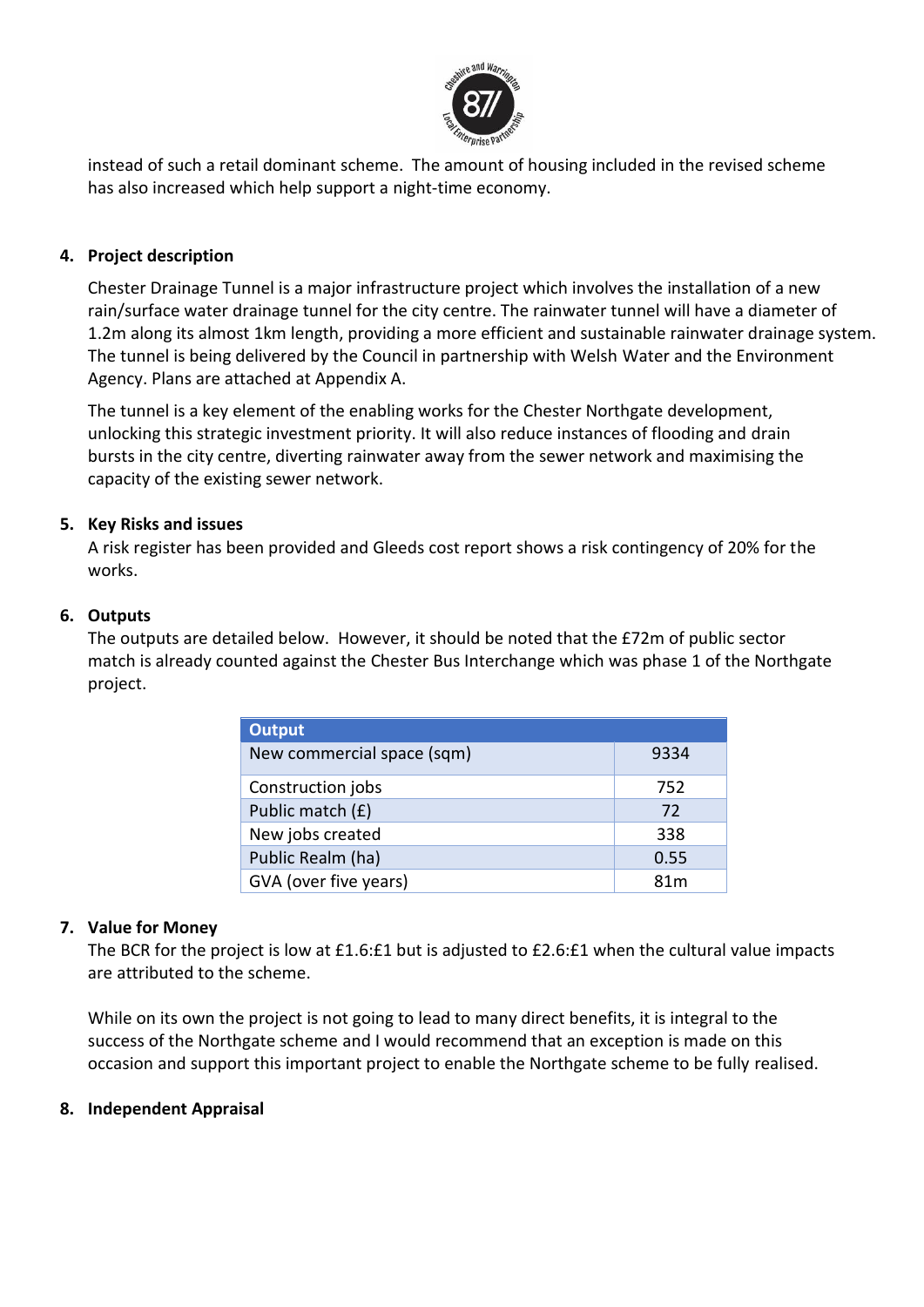instead of such a retail dominant scheme. The amount of housing included in the revised scheme has also increased which help support a night-time economy.

4. **Project description**

   Chester Drainage Tunnel is a major infrastructure project which involves the installation of a new rain/surface water drainage tunnel for the city centre. The rainwater tunnel will have a diameter of 1.2m along its almost 1km length, providing a more efficient and sustainable rainwater drainage system. The tunnel is being delivered by the Council in partnership with Welsh Water and the Environment Agency. Plans are attached at Appendix A.

   The tunnel is a key element of the enabling works for the Chester Northgate development, unlocking this strategic investment priority. It will also reduce instances of flooding and drain bursts in the city centre, diverting rainwater away from the sewer network and maximising the capacity of the existing sewer network.

5. **Key Risks and issues**

   A risk register has been provided and Gleeds cost report shows a risk contingency of 20% for the works.

6. **Outputs**

   The outputs are detailed below. However, it should be noted that the £72m of public sector match is already counted against the Chester Bus Interchange which was phase 1 of the Northgate project.

| Output | |
|---|---|
| New commercial space (sqm) | 9334 |
| Construction jobs | 752 |
| Public match (£) | 72 |
| New jobs created | 338 |
| Public Realm (ha) | 0.55 |
| GVA (over five years) | 81m |

7. **Value for Money**

   The BCR for the project is low at £1.6:£1 but is adjusted to £2.6:£1 when the cultural value impacts are attributed to the scheme.

   While on its own the project is not going to lead to many direct benefits, it is integral to the success of the Northgate scheme and I would recommend that an exception is made on this occasion and support this important project to enable the Northgate scheme to be fully realised.

8. **Independent Appraisal**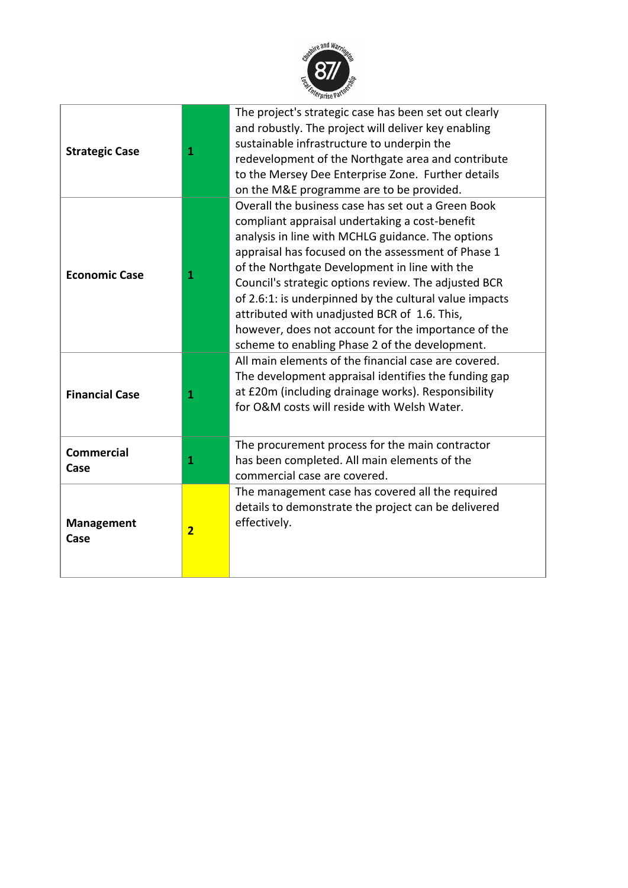| | | |
|---|---|---|
| **Strategic Case** | 1 | The project's strategic case has been set out clearly and robustly. The project will deliver key enabling sustainable infrastructure to underpin the redevelopment of the Northgate area and contribute to the Mersey Dee Enterprise Zone. Further details on the M&E programme are to be provided. |
| **Economic Case** | 1 | Overall the business case has set out a Green Book compliant appraisal undertaking a cost-benefit analysis in line with MCHLG guidance. The options appraisal has focused on the assessment of Phase 1 of the Northgate Development in line with the Council's strategic options review. The adjusted BCR of 2.6:1: is underpinned by the cultural value impacts attributed with unadjusted BCR of 1.6. This, however, does not account for the importance of the scheme to enabling Phase 2 of the development. |
| **Financial Case** | 1 | All main elements of the financial case are covered. The development appraisal identifies the funding gap at £20m (including drainage works). Responsibility for O&M costs will reside with Welsh Water. |
| **Commercial Case** | 1 | The procurement process for the main contractor has been completed. All main elements of the commercial case are covered. |
| **Management Case** | 2 | The management case has covered all the required details to demonstrate the project can be delivered effectively. |